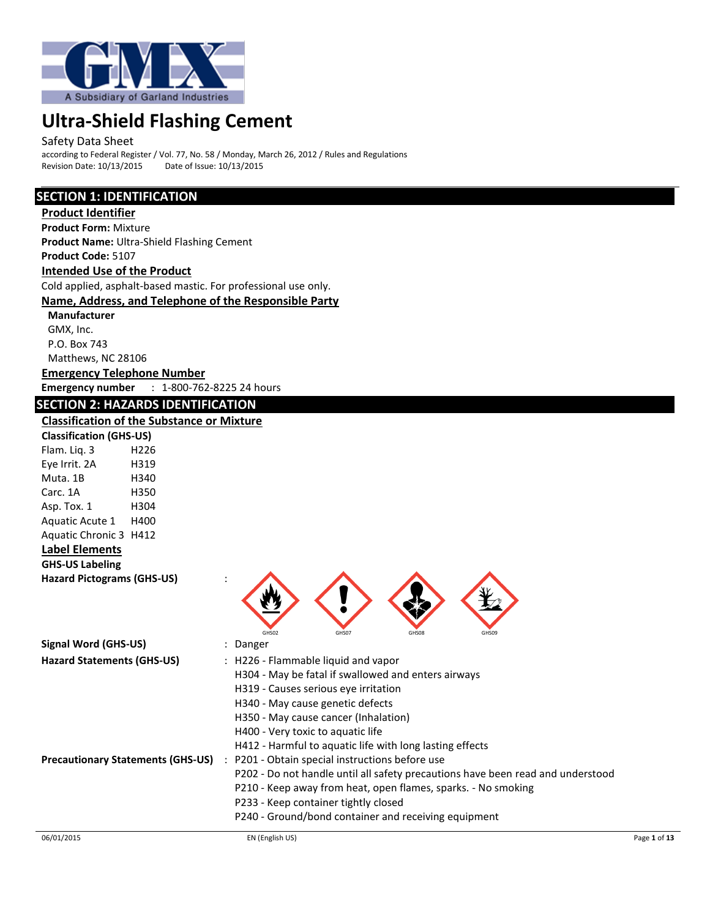# Ultra-Shield Flashing Cement

Safety Data Sheet

according to Federal Register / Vol. 77, No. 58 / Monday, March 26, 2012 / Rules and Regulations

Revision Date: 10/13/2015 Date of Issue: 10/13/2015

## SECTION 1: IDENTIFICATION

### Product Identifier

**Product Form:** Mixture

**Product Name:** Ultra-Shield Flashing Cement

**Product Code:** 5107

### Intended Use of the Product

Cold applied, asphalt-based mastic. For professional use only.

### Name, Address, and Telephone of the Responsible Party

**Manufacturer**

GMX, Inc.
P.O. Box 743
Matthews, NC 28106

### Emergency Telephone Number

**Emergency number** : 1-800-762-8225 24 hours

## SECTION 2: HAZARDS IDENTIFICATION

### Classification of the Substance or Mixture

**Classification (GHS-US)**

| | |
|---|---|
| Flam. Liq. 3 | H226 |
| Eye Irrit. 2A | H319 |
| Muta. 1B | H340 |
| Carc. 1A | H350 |
| Asp. Tox. 1 | H304 |
| Aquatic Acute 1 | H400 |
| Aquatic Chronic 3 | H412 |

### Label Elements

**GHS-US Labeling**

**Hazard Pictograms (GHS-US)** : GHS02 GHS07 GHS08 GHS09

**Signal Word (GHS-US)** : Danger

**Hazard Statements (GHS-US)** : H226 - Flammable liquid and vapor
H304 - May be fatal if swallowed and enters airways
H319 - Causes serious eye irritation
H340 - May cause genetic defects
H350 - May cause cancer (Inhalation)
H400 - Very toxic to aquatic life
H412 - Harmful to aquatic life with long lasting effects

**Precautionary Statements (GHS-US)** : P201 - Obtain special instructions before use
P202 - Do not handle until all safety precautions have been read and understood
P210 - Keep away from heat, open flames, sparks. - No smoking
P233 - Keep container tightly closed
P240 - Ground/bond container and receiving equipment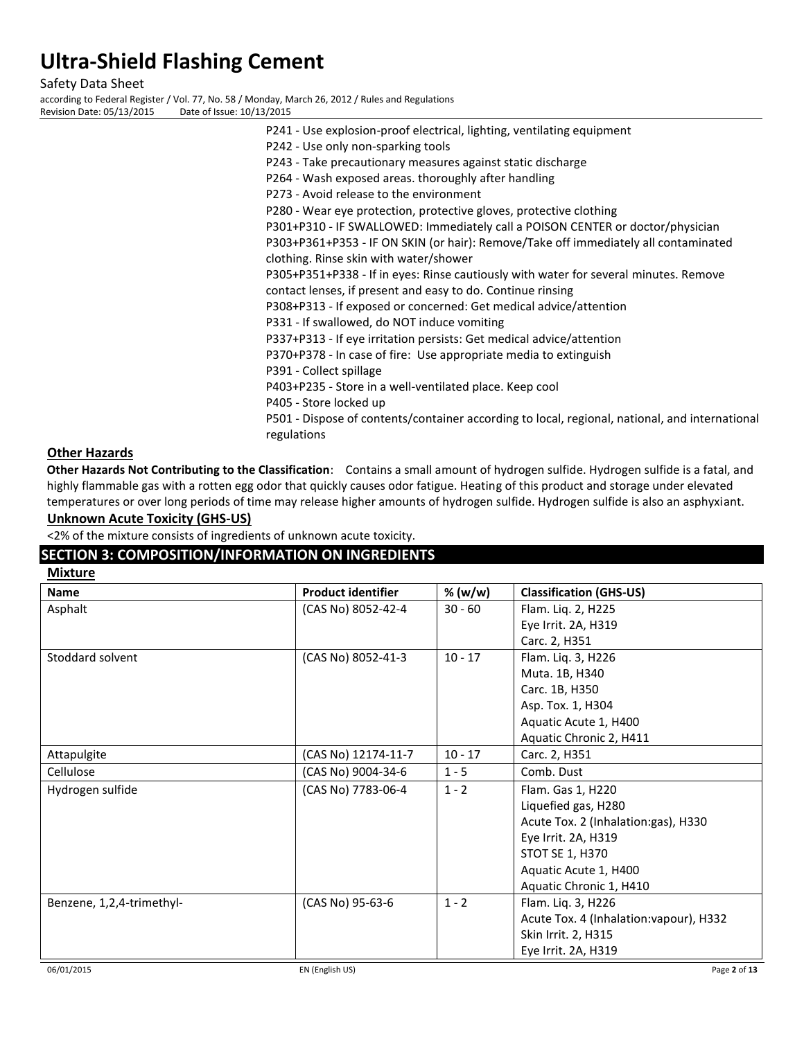P241 - Use explosion-proof electrical, lighting, ventilating equipment
P242 - Use only non-sparking tools
P243 - Take precautionary measures against static discharge
P264 - Wash exposed areas. thoroughly after handling
P273 - Avoid release to the environment
P280 - Wear eye protection, protective gloves, protective clothing
P301+P310 - IF SWALLOWED: Immediately call a POISON CENTER or doctor/physician
P303+P361+P353 - IF ON SKIN (or hair): Remove/Take off immediately all contaminated clothing. Rinse skin with water/shower
P305+P351+P338 - If in eyes: Rinse cautiously with water for several minutes. Remove contact lenses, if present and easy to do. Continue rinsing
P308+P313 - If exposed or concerned: Get medical advice/attention
P331 - If swallowed, do NOT induce vomiting
P337+P313 - If eye irritation persists: Get medical advice/attention
P370+P378 - In case of fire: Use appropriate media to extinguish
P391 - Collect spillage
P403+P235 - Store in a well-ventilated place. Keep cool
P405 - Store locked up
P501 - Dispose of contents/container according to local, regional, national, and international regulations

### Other Hazards

**Other Hazards Not Contributing to the Classification**: Contains a small amount of hydrogen sulfide. Hydrogen sulfide is a fatal, and highly flammable gas with a rotten egg odor that quickly causes odor fatigue. Heating of this product and storage under elevated temperatures or over long periods of time may release higher amounts of hydrogen sulfide. Hydrogen sulfide is also an asphyxiant.

### Unknown Acute Toxicity (GHS-US)

<2% of the mixture consists of ingredients of unknown acute toxicity.

## SECTION 3: COMPOSITION/INFORMATION ON INGREDIENTS

### Mixture

| Name | Product identifier | % (w/w) | Classification (GHS-US) |
|---|---|---|---|
| Asphalt | (CAS No) 8052-42-4 | 30 - 60 | Flam. Liq. 2, H225<br>Eye Irrit. 2A, H319<br>Carc. 2, H351 |
| Stoddard solvent | (CAS No) 8052-41-3 | 10 - 17 | Flam. Liq. 3, H226<br>Muta. 1B, H340<br>Carc. 1B, H350<br>Asp. Tox. 1, H304<br>Aquatic Acute 1, H400<br>Aquatic Chronic 2, H411 |
| Attapulgite | (CAS No) 12174-11-7 | 10 - 17 | Carc. 2, H351 |
| Cellulose | (CAS No) 9004-34-6 | 1 - 5 | Comb. Dust |
| Hydrogen sulfide | (CAS No) 7783-06-4 | 1 - 2 | Flam. Gas 1, H220<br>Liquefied gas, H280<br>Acute Tox. 2 (Inhalation:gas), H330<br>Eye Irrit. 2A, H319<br>STOT SE 1, H370<br>Aquatic Acute 1, H400<br>Aquatic Chronic 1, H410 |
| Benzene, 1,2,4-trimethyl- | (CAS No) 95-63-6 | 1 - 2 | Flam. Liq. 3, H226<br>Acute Tox. 4 (Inhalation:vapour), H332<br>Skin Irrit. 2, H315<br>Eye Irrit. 2A, H319 |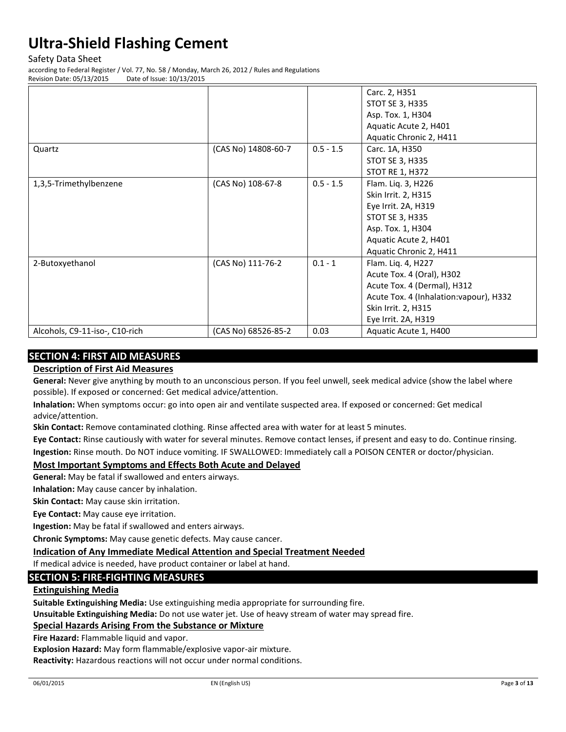| | | | |
|---|---|---|---|
| | | | Carc. 2, H351<br>STOT SE 3, H335<br>Asp. Tox. 1, H304<br>Aquatic Acute 2, H401<br>Aquatic Chronic 2, H411 |
| Quartz | (CAS No) 14808-60-7 | 0.5 - 1.5 | Carc. 1A, H350<br>STOT SE 3, H335<br>STOT RE 1, H372 |
| 1,3,5-Trimethylbenzene | (CAS No) 108-67-8 | 0.5 - 1.5 | Flam. Liq. 3, H226<br>Skin Irrit. 2, H315<br>Eye Irrit. 2A, H319<br>STOT SE 3, H335<br>Asp. Tox. 1, H304<br>Aquatic Acute 2, H401<br>Aquatic Chronic 2, H411 |
| 2-Butoxyethanol | (CAS No) 111-76-2 | 0.1 - 1 | Flam. Liq. 4, H227<br>Acute Tox. 4 (Oral), H302<br>Acute Tox. 4 (Dermal), H312<br>Acute Tox. 4 (Inhalation:vapour), H332<br>Skin Irrit. 2, H315<br>Eye Irrit. 2A, H319 |
| Alcohols, C9-11-iso-, C10-rich | (CAS No) 68526-85-2 | 0.03 | Aquatic Acute 1, H400 |

## SECTION 4: FIRST AID MEASURES

### Description of First Aid Measures

**General:** Never give anything by mouth to an unconscious person. If you feel unwell, seek medical advice (show the label where possible). If exposed or concerned: Get medical advice/attention.

**Inhalation:** When symptoms occur: go into open air and ventilate suspected area. If exposed or concerned: Get medical advice/attention.

**Skin Contact:** Remove contaminated clothing. Rinse affected area with water for at least 5 minutes.

**Eye Contact:** Rinse cautiously with water for several minutes. Remove contact lenses, if present and easy to do. Continue rinsing.

**Ingestion:** Rinse mouth. Do NOT induce vomiting. IF SWALLOWED: Immediately call a POISON CENTER or doctor/physician.

### Most Important Symptoms and Effects Both Acute and Delayed

**General:** May be fatal if swallowed and enters airways.

**Inhalation:** May cause cancer by inhalation.

**Skin Contact:** May cause skin irritation.

**Eye Contact:** May cause eye irritation.

**Ingestion:** May be fatal if swallowed and enters airways.

**Chronic Symptoms:** May cause genetic defects. May cause cancer.

### Indication of Any Immediate Medical Attention and Special Treatment Needed

If medical advice is needed, have product container or label at hand.

## SECTION 5: FIRE-FIGHTING MEASURES

### Extinguishing Media

**Suitable Extinguishing Media:** Use extinguishing media appropriate for surrounding fire.

**Unsuitable Extinguishing Media:** Do not use water jet. Use of heavy stream of water may spread fire.

### Special Hazards Arising From the Substance or Mixture

**Fire Hazard:** Flammable liquid and vapor.

**Explosion Hazard:** May form flammable/explosive vapor-air mixture.

**Reactivity:** Hazardous reactions will not occur under normal conditions.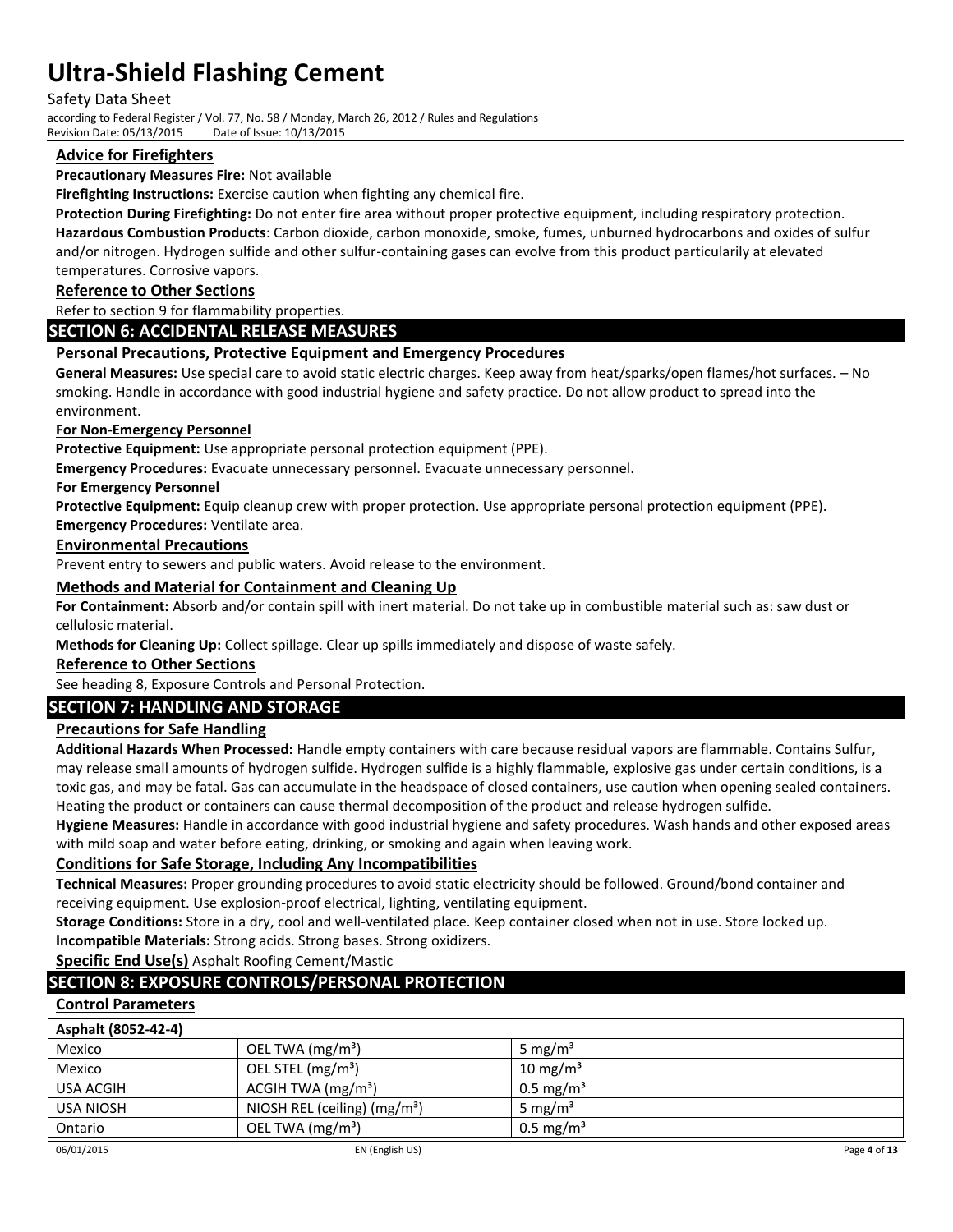### Advice for Firefighters

**Precautionary Measures Fire:** Not available

**Firefighting Instructions:** Exercise caution when fighting any chemical fire.

**Protection During Firefighting:** Do not enter fire area without proper protective equipment, including respiratory protection.

**Hazardous Combustion Products**: Carbon dioxide, carbon monoxide, smoke, fumes, unburned hydrocarbons and oxides of sulfur and/or nitrogen. Hydrogen sulfide and other sulfur-containing gases can evolve from this product particularly at elevated temperatures. Corrosive vapors.

### Reference to Other Sections

Refer to section 9 for flammability properties.

## SECTION 6: ACCIDENTAL RELEASE MEASURES

### Personal Precautions, Protective Equipment and Emergency Procedures

**General Measures:** Use special care to avoid static electric charges. Keep away from heat/sparks/open flames/hot surfaces. – No smoking. Handle in accordance with good industrial hygiene and safety practice. Do not allow product to spread into the environment.

#### For Non-Emergency Personnel

**Protective Equipment:** Use appropriate personal protection equipment (PPE).

**Emergency Procedures:** Evacuate unnecessary personnel. Evacuate unnecessary personnel.

#### For Emergency Personnel

**Protective Equipment:** Equip cleanup crew with proper protection. Use appropriate personal protection equipment (PPE).

**Emergency Procedures:** Ventilate area.

### Environmental Precautions

Prevent entry to sewers and public waters. Avoid release to the environment.

### Methods and Material for Containment and Cleaning Up

**For Containment:** Absorb and/or contain spill with inert material. Do not take up in combustible material such as: saw dust or cellulosic material.

**Methods for Cleaning Up:** Collect spillage. Clear up spills immediately and dispose of waste safely.

### Reference to Other Sections

See heading 8, Exposure Controls and Personal Protection.

## SECTION 7: HANDLING AND STORAGE

### Precautions for Safe Handling

**Additional Hazards When Processed:** Handle empty containers with care because residual vapors are flammable. Contains Sulfur, may release small amounts of hydrogen sulfide. Hydrogen sulfide is a highly flammable, explosive gas under certain conditions, is a toxic gas, and may be fatal. Gas can accumulate in the headspace of closed containers, use caution when opening sealed containers. Heating the product or containers can cause thermal decomposition of the product and release hydrogen sulfide.

**Hygiene Measures:** Handle in accordance with good industrial hygiene and safety procedures. Wash hands and other exposed areas with mild soap and water before eating, drinking, or smoking and again when leaving work.

### Conditions for Safe Storage, Including Any Incompatibilities

**Technical Measures:** Proper grounding procedures to avoid static electricity should be followed. Ground/bond container and receiving equipment. Use explosion-proof electrical, lighting, ventilating equipment.

**Storage Conditions:** Store in a dry, cool and well-ventilated place. Keep container closed when not in use. Store locked up.

**Incompatible Materials:** Strong acids. Strong bases. Strong oxidizers.

**Specific End Use(s)** Asphalt Roofing Cement/Mastic

## SECTION 8: EXPOSURE CONTROLS/PERSONAL PROTECTION

### Control Parameters

| Asphalt (8052-42-4) | | |
|---|---|---|
| Mexico | OEL TWA (mg/m³) | 5 mg/m³ |
| Mexico | OEL STEL (mg/m³) | 10 mg/m³ |
| USA ACGIH | ACGIH TWA (mg/m³) | 0.5 mg/m³ |
| USA NIOSH | NIOSH REL (ceiling) (mg/m³) | 5 mg/m³ |
| Ontario | OEL TWA (mg/m³) | 0.5 mg/m³ |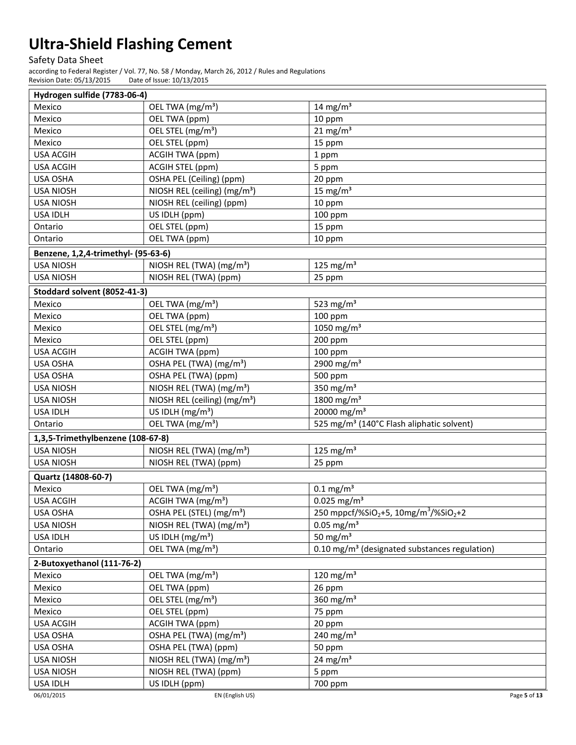| Hydrogen sulfide (7783-06-4) | | |
|---|---|---|
| Mexico | OEL TWA (mg/m³) | 14 mg/m³ |
| Mexico | OEL TWA (ppm) | 10 ppm |
| Mexico | OEL STEL (mg/m³) | 21 mg/m³ |
| Mexico | OEL STEL (ppm) | 15 ppm |
| USA ACGIH | ACGIH TWA (ppm) | 1 ppm |
| USA ACGIH | ACGIH STEL (ppm) | 5 ppm |
| USA OSHA | OSHA PEL (Ceiling) (ppm) | 20 ppm |
| USA NIOSH | NIOSH REL (ceiling) (mg/m³) | 15 mg/m³ |
| USA NIOSH | NIOSH REL (ceiling) (ppm) | 10 ppm |
| USA IDLH | US IDLH (ppm) | 100 ppm |
| Ontario | OEL STEL (ppm) | 15 ppm |
| Ontario | OEL TWA (ppm) | 10 ppm |

| Benzene, 1,2,4-trimethyl- (95-63-6) | | |
|---|---|---|
| USA NIOSH | NIOSH REL (TWA) (mg/m³) | 125 mg/m³ |
| USA NIOSH | NIOSH REL (TWA) (ppm) | 25 ppm |

| Stoddard solvent (8052-41-3) | | |
|---|---|---|
| Mexico | OEL TWA (mg/m³) | 523 mg/m³ |
| Mexico | OEL TWA (ppm) | 100 ppm |
| Mexico | OEL STEL (mg/m³) | 1050 mg/m³ |
| Mexico | OEL STEL (ppm) | 200 ppm |
| USA ACGIH | ACGIH TWA (ppm) | 100 ppm |
| USA OSHA | OSHA PEL (TWA) (mg/m³) | 2900 mg/m³ |
| USA OSHA | OSHA PEL (TWA) (ppm) | 500 ppm |
| USA NIOSH | NIOSH REL (TWA) (mg/m³) | 350 mg/m³ |
| USA NIOSH | NIOSH REL (ceiling) (mg/m³) | 1800 mg/m³ |
| USA IDLH | US IDLH (mg/m³) | 20000 mg/m³ |
| Ontario | OEL TWA (mg/m³) | 525 mg/m³ (140°C Flash aliphatic solvent) |

| 1,3,5-Trimethylbenzene (108-67-8) | | |
|---|---|---|
| USA NIOSH | NIOSH REL (TWA) (mg/m³) | 125 mg/m³ |
| USA NIOSH | NIOSH REL (TWA) (ppm) | 25 ppm |

| Quartz (14808-60-7) | | |
|---|---|---|
| Mexico | OEL TWA (mg/m³) | 0.1 mg/m³ |
| USA ACGIH | ACGIH TWA (mg/m³) | 0.025 mg/m³ |
| USA OSHA | OSHA PEL (STEL) (mg/m³) | 250 mppcf/%$SiO_2$+5, 10mg/m³/%$SiO_2$+2 |
| USA NIOSH | NIOSH REL (TWA) (mg/m³) | 0.05 mg/m³ |
| USA IDLH | US IDLH (mg/m³) | 50 mg/m³ |
| Ontario | OEL TWA (mg/m³) | 0.10 mg/m³ (designated substances regulation) |

| 2-Butoxyethanol (111-76-2) | | |
|---|---|---|
| Mexico | OEL TWA (mg/m³) | 120 mg/m³ |
| Mexico | OEL TWA (ppm) | 26 ppm |
| Mexico | OEL STEL (mg/m³) | 360 mg/m³ |
| Mexico | OEL STEL (ppm) | 75 ppm |
| USA ACGIH | ACGIH TWA (ppm) | 20 ppm |
| USA OSHA | OSHA PEL (TWA) (mg/m³) | 240 mg/m³ |
| USA OSHA | OSHA PEL (TWA) (ppm) | 50 ppm |
| USA NIOSH | NIOSH REL (TWA) (mg/m³) | 24 mg/m³ |
| USA NIOSH | NIOSH REL (TWA) (ppm) | 5 ppm |
| USA IDLH | US IDLH (ppm) | 700 ppm |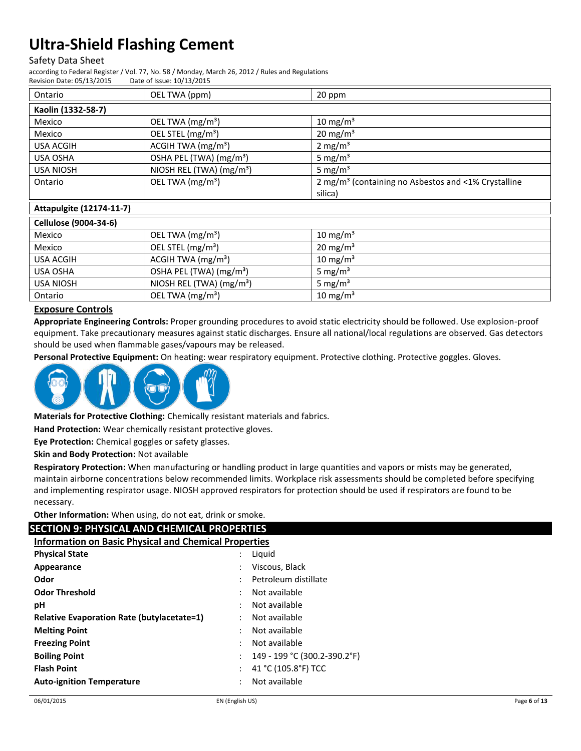| Ontario | OEL TWA (ppm) | 20 ppm |
|---|---|---|
| **Kaolin (1332-58-7)** | | |
| Mexico | OEL TWA (mg/m³) | 10 mg/m³ |
| Mexico | OEL STEL (mg/m³) | 20 mg/m³ |
| USA ACGIH | ACGIH TWA (mg/m³) | 2 mg/m³ |
| USA OSHA | OSHA PEL (TWA) (mg/m³) | 5 mg/m³ |
| USA NIOSH | NIOSH REL (TWA) (mg/m³) | 5 mg/m³ |
| Ontario | OEL TWA (mg/m³) | 2 mg/m³ (containing no Asbestos and <1% Crystalline silica) |
| **Attapulgite (12174-11-7)** | | |
| **Cellulose (9004-34-6)** | | |
| Mexico | OEL TWA (mg/m³) | 10 mg/m³ |
| Mexico | OEL STEL (mg/m³) | 20 mg/m³ |
| USA ACGIH | ACGIH TWA (mg/m³) | 10 mg/m³ |
| USA OSHA | OSHA PEL (TWA) (mg/m³) | 5 mg/m³ |
| USA NIOSH | NIOSH REL (TWA) (mg/m³) | 5 mg/m³ |
| Ontario | OEL TWA (mg/m³) | 10 mg/m³ |

### Exposure Controls

**Appropriate Engineering Controls:** Proper grounding procedures to avoid static electricity should be followed. Use explosion-proof equipment. Take precautionary measures against static discharges. Ensure all national/local regulations are observed. Gas detectors should be used when flammable gases/vapours may be released.

**Personal Protective Equipment:** On heating: wear respiratory equipment. Protective clothing. Protective goggles. Gloves.

**Materials for Protective Clothing:** Chemically resistant materials and fabrics.

**Hand Protection:** Wear chemically resistant protective gloves.

**Eye Protection:** Chemical goggles or safety glasses.

**Skin and Body Protection:** Not available

**Respiratory Protection:** When manufacturing or handling product in large quantities and vapors or mists may be generated, maintain airborne concentrations below recommended limits. Workplace risk assessments should be completed before specifying and implementing respirator usage. NIOSH approved respirators for protection should be used if respirators are found to be necessary.

**Other Information:** When using, do not eat, drink or smoke.

## SECTION 9: PHYSICAL AND CHEMICAL PROPERTIES

### Information on Basic Physical and Chemical Properties

| | | |
|---|---|---|
| **Physical State** | : | Liquid |
| **Appearance** | : | Viscous, Black |
| **Odor** | : | Petroleum distillate |
| **Odor Threshold** | : | Not available |
| **pH** | : | Not available |
| **Relative Evaporation Rate (butylacetate=1)** | : | Not available |
| **Melting Point** | : | Not available |
| **Freezing Point** | : | Not available |
| **Boiling Point** | : | 149 - 199 °C (300.2-390.2°F) |
| **Flash Point** | : | 41 °C (105.8°F) TCC |
| **Auto-ignition Temperature** | : | Not available |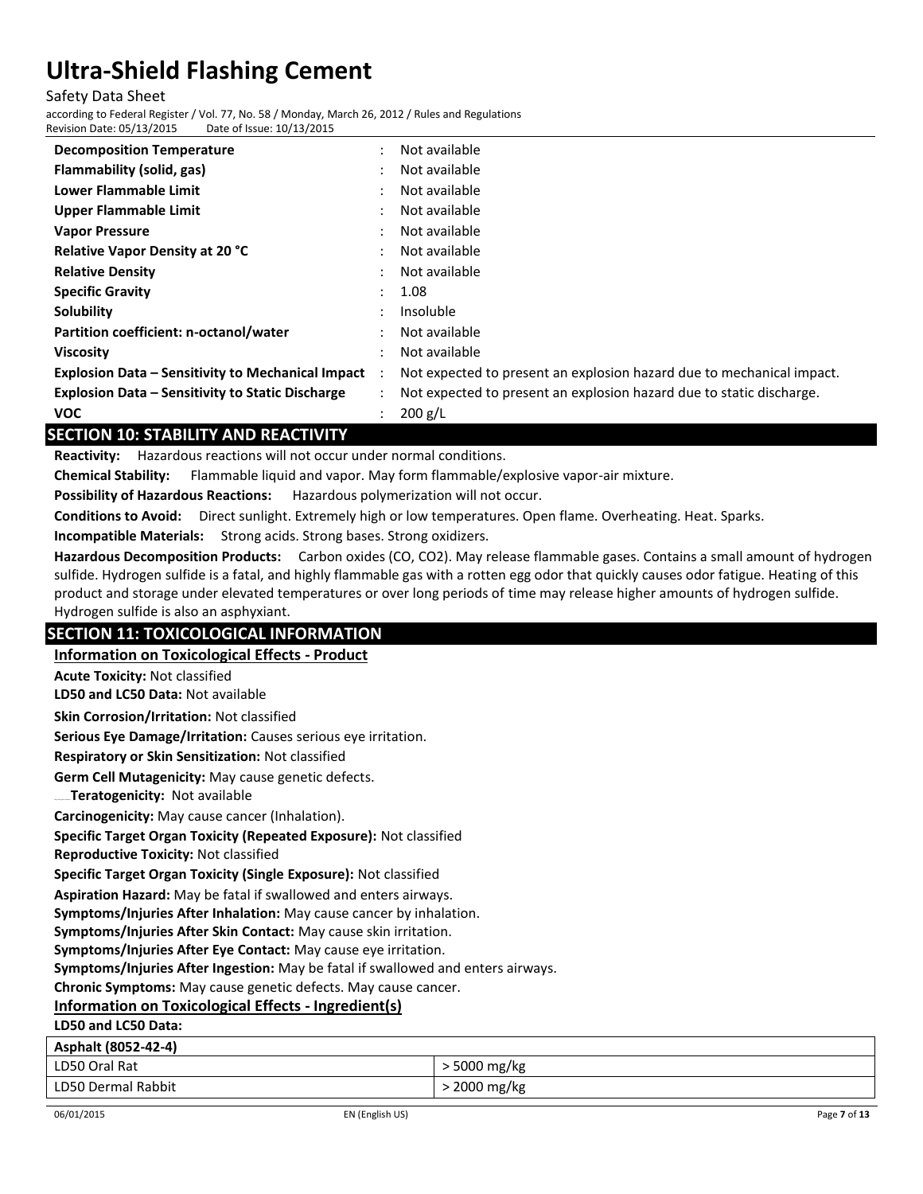| | |
|---|---|
| **Decomposition Temperature** | : Not available |
| **Flammability (solid, gas)** | : Not available |
| **Lower Flammable Limit** | : Not available |
| **Upper Flammable Limit** | : Not available |
| **Vapor Pressure** | : Not available |
| **Relative Vapor Density at 20 °C** | : Not available |
| **Relative Density** | : Not available |
| **Specific Gravity** | : 1.08 |
| **Solubility** | : Insoluble |
| **Partition coefficient: n-octanol/water** | : Not available |
| **Viscosity** | : Not available |
| **Explosion Data – Sensitivity to Mechanical Impact** | : Not expected to present an explosion hazard due to mechanical impact. |
| **Explosion Data – Sensitivity to Static Discharge** | : Not expected to present an explosion hazard due to static discharge. |
| **VOC** | : 200 g/L |

## SECTION 10: STABILITY AND REACTIVITY

**Reactivity:** Hazardous reactions will not occur under normal conditions.

**Chemical Stability:** Flammable liquid and vapor. May form flammable/explosive vapor-air mixture.

**Possibility of Hazardous Reactions:** Hazardous polymerization will not occur.

**Conditions to Avoid:** Direct sunlight. Extremely high or low temperatures. Open flame. Overheating. Heat. Sparks.

**Incompatible Materials:** Strong acids. Strong bases. Strong oxidizers.

**Hazardous Decomposition Products:** Carbon oxides (CO, $CO_2$). May release flammable gases. Contains a small amount of hydrogen sulfide. Hydrogen sulfide is a fatal, and highly flammable gas with a rotten egg odor that quickly causes odor fatigue. Heating of this product and storage under elevated temperatures or over long periods of time may release higher amounts of hydrogen sulfide. Hydrogen sulfide is also an asphyxiant.

## SECTION 11: TOXICOLOGICAL INFORMATION

### Information on Toxicological Effects - Product

**Acute Toxicity:** Not classified

**LD50 and LC50 Data:** Not available

**Skin Corrosion/Irritation:** Not classified

**Serious Eye Damage/Irritation:** Causes serious eye irritation.

**Respiratory or Skin Sensitization:** Not classified

**Germ Cell Mutagenicity:** May cause genetic defects.

**Teratogenicity:** Not available

**Carcinogenicity:** May cause cancer (Inhalation).

**Specific Target Organ Toxicity (Repeated Exposure):** Not classified

**Reproductive Toxicity:** Not classified

**Specific Target Organ Toxicity (Single Exposure):** Not classified

**Aspiration Hazard:** May be fatal if swallowed and enters airways.

**Symptoms/Injuries After Inhalation:** May cause cancer by inhalation.

**Symptoms/Injuries After Skin Contact:** May cause skin irritation.

**Symptoms/Injuries After Eye Contact:** May cause eye irritation.

**Symptoms/Injuries After Ingestion:** May be fatal if swallowed and enters airways.

**Chronic Symptoms:** May cause genetic defects. May cause cancer.

### Information on Toxicological Effects - Ingredient(s)

**LD50 and LC50 Data:**

| Asphalt (8052-42-4) | |
|---|---|
| LD50 Oral Rat | > 5000 mg/kg |
| LD50 Dermal Rabbit | > 2000 mg/kg |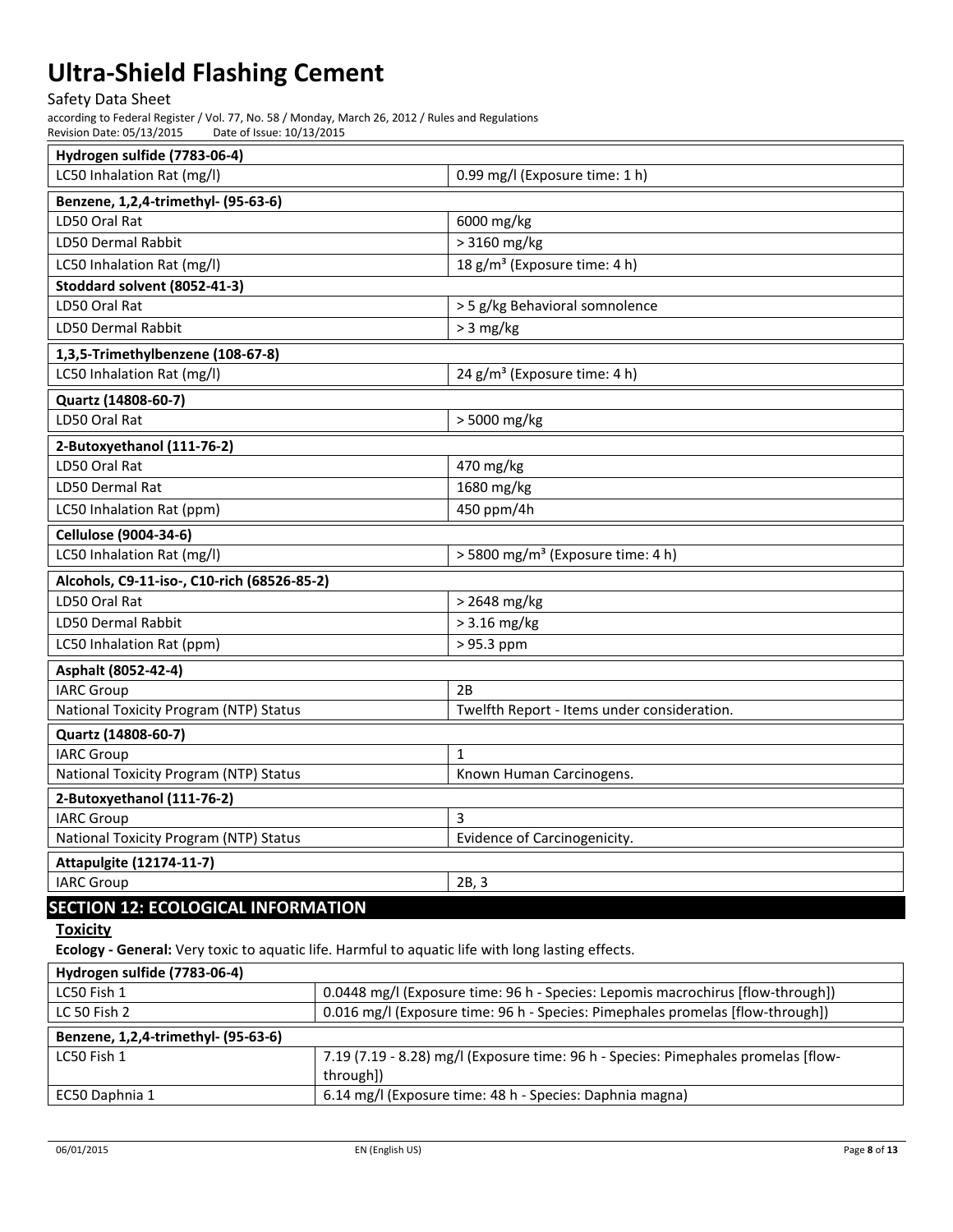| Hydrogen sulfide (7783-06-4) | |
|---|---|
| LC50 Inhalation Rat (mg/l) | 0.99 mg/l (Exposure time: 1 h) |

| Benzene, 1,2,4-trimethyl- (95-63-6) | |
|---|---|
| LD50 Oral Rat | 6000 mg/kg |
| LD50 Dermal Rabbit | > 3160 mg/kg |
| LC50 Inhalation Rat (mg/l) | 18 g/m³ (Exposure time: 4 h) |

| Stoddard solvent (8052-41-3) | |
|---|---|
| LD50 Oral Rat | > 5 g/kg Behavioral somnolence |
| LD50 Dermal Rabbit | > 3 mg/kg |

| 1,3,5-Trimethylbenzene (108-67-8) | |
|---|---|
| LC50 Inhalation Rat (mg/l) | 24 g/m³ (Exposure time: 4 h) |

| Quartz (14808-60-7) | |
|---|---|
| LD50 Oral Rat | > 5000 mg/kg |

| 2-Butoxyethanol (111-76-2) | |
|---|---|
| LD50 Oral Rat | 470 mg/kg |
| LD50 Dermal Rat | 1680 mg/kg |
| LC50 Inhalation Rat (ppm) | 450 ppm/4h |

| Cellulose (9004-34-6) | |
|---|---|
| LC50 Inhalation Rat (mg/l) | > 5800 mg/m³ (Exposure time: 4 h) |

| Alcohols, C9-11-iso-, C10-rich (68526-85-2) | |
|---|---|
| LD50 Oral Rat | > 2648 mg/kg |
| LD50 Dermal Rabbit | > 3.16 mg/kg |
| LC50 Inhalation Rat (ppm) | > 95.3 ppm |

| Asphalt (8052-42-4) | |
|---|---|
| IARC Group | 2B |
| National Toxicity Program (NTP) Status | Twelfth Report - Items under consideration. |

| Quartz (14808-60-7) | |
|---|---|
| IARC Group | 1 |
| National Toxicity Program (NTP) Status | Known Human Carcinogens. |

| 2-Butoxyethanol (111-76-2) | |
|---|---|
| IARC Group | 3 |
| National Toxicity Program (NTP) Status | Evidence of Carcinogenicity. |

| Attapulgite (12174-11-7) | |
|---|---|
| IARC Group | 2B, 3 |

## SECTION 12: ECOLOGICAL INFORMATION

**Toxicity**

**Ecology - General:** Very toxic to aquatic life. Harmful to aquatic life with long lasting effects.

| Hydrogen sulfide (7783-06-4) | |
|---|---|
| LC50 Fish 1 | 0.0448 mg/l (Exposure time: 96 h - Species: Lepomis macrochirus [flow-through]) |
| LC 50 Fish 2 | 0.016 mg/l (Exposure time: 96 h - Species: Pimephales promelas [flow-through]) |

| Benzene, 1,2,4-trimethyl- (95-63-6) | |
|---|---|
| LC50 Fish 1 | 7.19 (7.19 - 8.28) mg/l (Exposure time: 96 h - Species: Pimephales promelas [flow-through]) |
| EC50 Daphnia 1 | 6.14 mg/l (Exposure time: 48 h - Species: Daphnia magna) |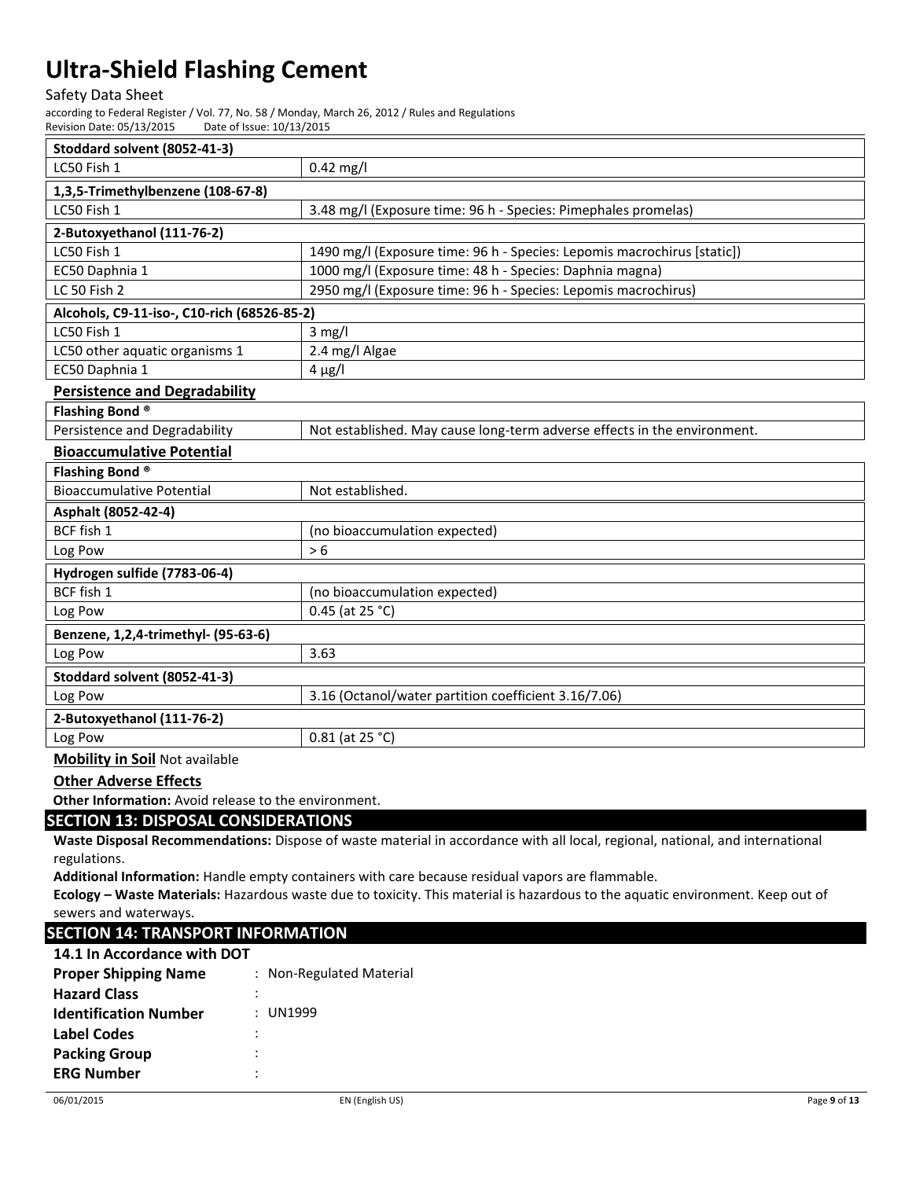| Stoddard solvent (8052-41-3) | |
|---|---|
| LC50 Fish 1 | 0.42 mg/l |
| **1,3,5-Trimethylbenzene (108-67-8)** | |
| LC50 Fish 1 | 3.48 mg/l (Exposure time: 96 h - Species: Pimephales promelas) |
| **2-Butoxyethanol (111-76-2)** | |
| LC50 Fish 1 | 1490 mg/l (Exposure time: 96 h - Species: Lepomis macrochirus [static]) |
| EC50 Daphnia 1 | 1000 mg/l (Exposure time: 48 h - Species: Daphnia magna) |
| LC 50 Fish 2 | 2950 mg/l (Exposure time: 96 h - Species: Lepomis macrochirus) |
| **Alcohols, C9-11-iso-, C10-rich (68526-85-2)** | |
| LC50 Fish 1 | 3 mg/l |
| LC50 other aquatic organisms 1 | 2.4 mg/l Algae |
| EC50 Daphnia 1 | 4 µg/l |

**Persistence and Degradability**

| Flashing Bond ® | |
|---|---|
| Persistence and Degradability | Not established. May cause long-term adverse effects in the environment. |

**Bioaccumulative Potential**

| Flashing Bond ® | |
|---|---|
| Bioaccumulative Potential | Not established. |
| **Asphalt (8052-42-4)** | |
| BCF fish 1 | (no bioaccumulation expected) |
| Log Pow | > 6 |
| **Hydrogen sulfide (7783-06-4)** | |
| BCF fish 1 | (no bioaccumulation expected) |
| Log Pow | 0.45 (at 25 °C) |
| **Benzene, 1,2,4-trimethyl- (95-63-6)** | |
| Log Pow | 3.63 |
| **Stoddard solvent (8052-41-3)** | |
| Log Pow | 3.16 (Octanol/water partition coefficient 3.16/7.06) |
| **2-Butoxyethanol (111-76-2)** | |
| Log Pow | 0.81 (at 25 °C) |

**Mobility in Soil** Not available

**Other Adverse Effects**

**Other Information:** Avoid release to the environment.

## SECTION 13: DISPOSAL CONSIDERATIONS

**Waste Disposal Recommendations:** Dispose of waste material in accordance with all local, regional, national, and international regulations.

**Additional Information:** Handle empty containers with care because residual vapors are flammable.

**Ecology – Waste Materials:** Hazardous waste due to toxicity. This material is hazardous to the aquatic environment. Keep out of sewers and waterways.

## SECTION 14: TRANSPORT INFORMATION

**14.1 In Accordance with DOT**

**Proper Shipping Name** : Non-Regulated Material
**Hazard Class** :
**Identification Number** : UN1999
**Label Codes** :
**Packing Group** :
**ERG Number** :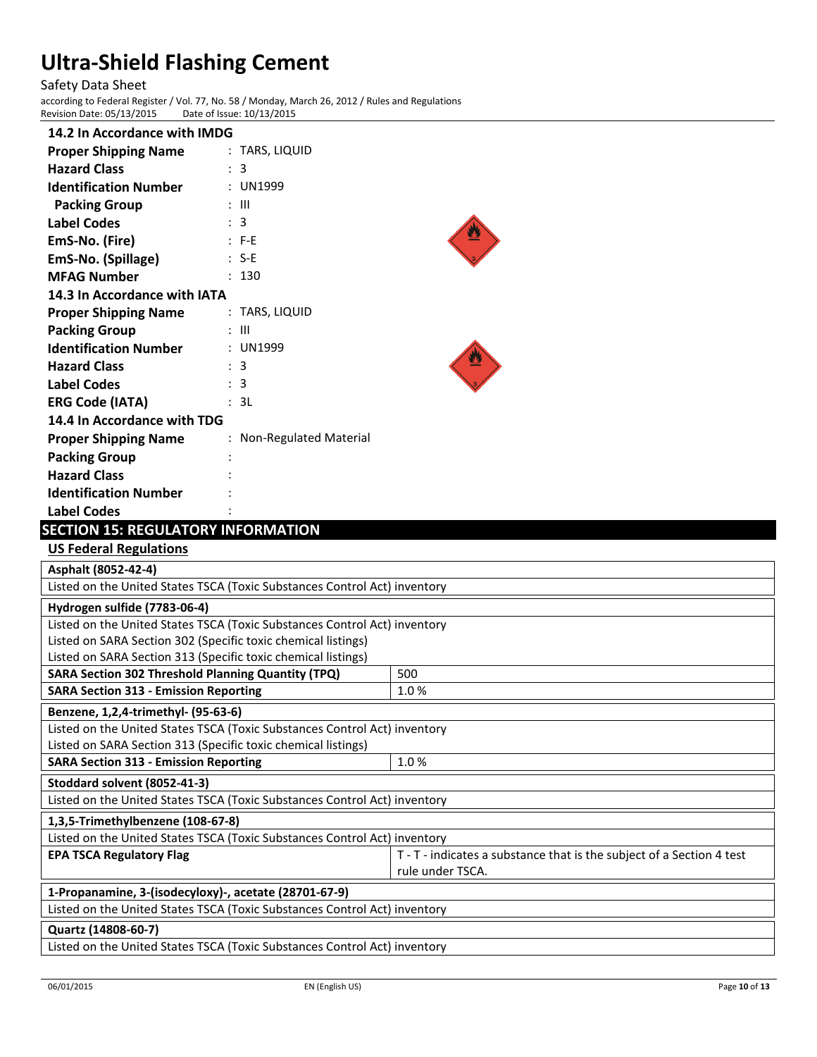### 14.2 In Accordance with IMDG

**Proper Shipping Name** : TARS, LIQUID
**Hazard Class** : 3
**Identification Number** : UN1999
**Packing Group** : III
**Label Codes** : 3
**EmS-No. (Fire)** : F-E
**EmS-No. (Spillage)** : S-E
**MFAG Number** : 130

### 14.3 In Accordance with IATA

**Proper Shipping Name** : TARS, LIQUID
**Packing Group** : III
**Identification Number** : UN1999
**Hazard Class** : 3
**Label Codes** : 3
**ERG Code (IATA)** : 3L

### 14.4 In Accordance with TDG

**Proper Shipping Name** : Non-Regulated Material
**Packing Group** :
**Hazard Class** :
**Identification Number** :
**Label Codes** :

## SECTION 15: REGULATORY INFORMATION

### US Federal Regulations

| **Asphalt (8052-42-4)** | |
|---|---|
| Listed on the United States TSCA (Toxic Substances Control Act) inventory | |

| **Hydrogen sulfide (7783-06-4)** | |
|---|---|
| Listed on the United States TSCA (Toxic Substances Control Act) inventory<br>Listed on SARA Section 302 (Specific toxic chemical listings)<br>Listed on SARA Section 313 (Specific toxic chemical listings) | |
| **SARA Section 302 Threshold Planning Quantity (TPQ)** | 500 |
| **SARA Section 313 - Emission Reporting** | 1.0 % |

| **Benzene, 1,2,4-trimethyl- (95-63-6)** | |
|---|---|
| Listed on the United States TSCA (Toxic Substances Control Act) inventory<br>Listed on SARA Section 313 (Specific toxic chemical listings) | |
| **SARA Section 313 - Emission Reporting** | 1.0 % |

| **Stoddard solvent (8052-41-3)** | |
|---|---|
| Listed on the United States TSCA (Toxic Substances Control Act) inventory | |

| **1,3,5-Trimethylbenzene (108-67-8)** | |
|---|---|
| Listed on the United States TSCA (Toxic Substances Control Act) inventory | |
| **EPA TSCA Regulatory Flag** | T - T - indicates a substance that is the subject of a Section 4 test rule under TSCA. |

| **1-Propanamine, 3-(isodecyloxy)-, acetate (28701-67-9)** | |
|---|---|
| Listed on the United States TSCA (Toxic Substances Control Act) inventory | |

| **Quartz (14808-60-7)** | |
|---|---|
| Listed on the United States TSCA (Toxic Substances Control Act) inventory | |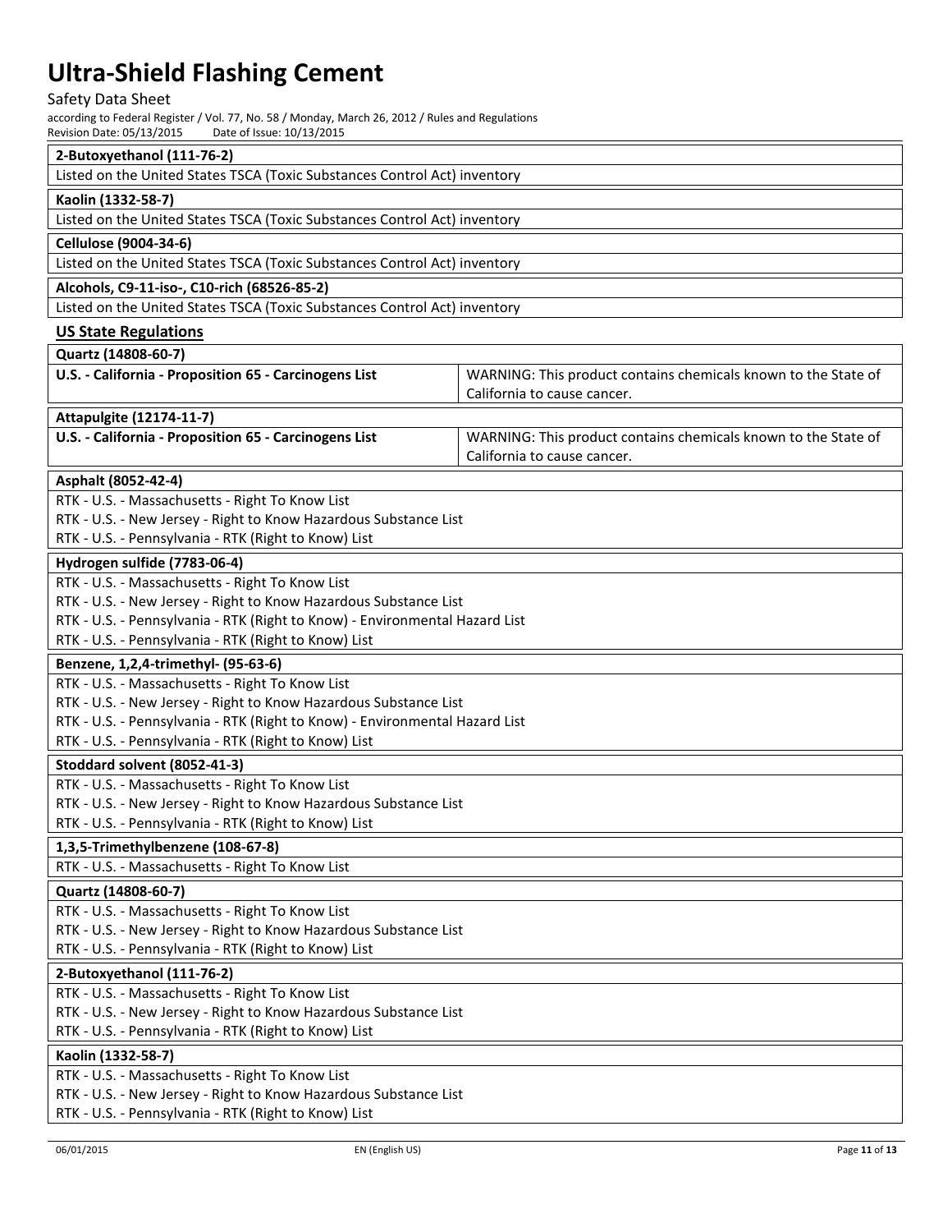| 2-Butoxyethanol (111-76-2) |
|---|
| Listed on the United States TSCA (Toxic Substances Control Act) inventory |

| Kaolin (1332-58-7) |
|---|
| Listed on the United States TSCA (Toxic Substances Control Act) inventory |

| Cellulose (9004-34-6) |
|---|
| Listed on the United States TSCA (Toxic Substances Control Act) inventory |

| Alcohols, C9-11-iso-, C10-rich (68526-85-2) |
|---|
| Listed on the United States TSCA (Toxic Substances Control Act) inventory |

## US State Regulations

| Quartz (14808-60-7) | |
|---|---|
| **U.S. - California - Proposition 65 - Carcinogens List** | WARNING: This product contains chemicals known to the State of California to cause cancer. |

| Attapulgite (12174-11-7) | |
|---|---|
| **U.S. - California - Proposition 65 - Carcinogens List** | WARNING: This product contains chemicals known to the State of California to cause cancer. |

| Asphalt (8052-42-4) |
|---|
| RTK - U.S. - Massachusetts - Right To Know List<br>RTK - U.S. - New Jersey - Right to Know Hazardous Substance List<br>RTK - U.S. - Pennsylvania - RTK (Right to Know) List |

| Hydrogen sulfide (7783-06-4) |
|---|
| RTK - U.S. - Massachusetts - Right To Know List<br>RTK - U.S. - New Jersey - Right to Know Hazardous Substance List<br>RTK - U.S. - Pennsylvania - RTK (Right to Know) - Environmental Hazard List<br>RTK - U.S. - Pennsylvania - RTK (Right to Know) List |

| Benzene, 1,2,4-trimethyl- (95-63-6) |
|---|
| RTK - U.S. - Massachusetts - Right To Know List<br>RTK - U.S. - New Jersey - Right to Know Hazardous Substance List<br>RTK - U.S. - Pennsylvania - RTK (Right to Know) - Environmental Hazard List<br>RTK - U.S. - Pennsylvania - RTK (Right to Know) List |

| Stoddard solvent (8052-41-3) |
|---|
| RTK - U.S. - Massachusetts - Right To Know List<br>RTK - U.S. - New Jersey - Right to Know Hazardous Substance List<br>RTK - U.S. - Pennsylvania - RTK (Right to Know) List |

| 1,3,5-Trimethylbenzene (108-67-8) |
|---|
| RTK - U.S. - Massachusetts - Right To Know List |

| Quartz (14808-60-7) |
|---|
| RTK - U.S. - Massachusetts - Right To Know List<br>RTK - U.S. - New Jersey - Right to Know Hazardous Substance List<br>RTK - U.S. - Pennsylvania - RTK (Right to Know) List |

| 2-Butoxyethanol (111-76-2) |
|---|
| RTK - U.S. - Massachusetts - Right To Know List<br>RTK - U.S. - New Jersey - Right to Know Hazardous Substance List<br>RTK - U.S. - Pennsylvania - RTK (Right to Know) List |

| Kaolin (1332-58-7) |
|---|
| RTK - U.S. - Massachusetts - Right To Know List<br>RTK - U.S. - New Jersey - Right to Know Hazardous Substance List<br>RTK - U.S. - Pennsylvania - RTK (Right to Know) List |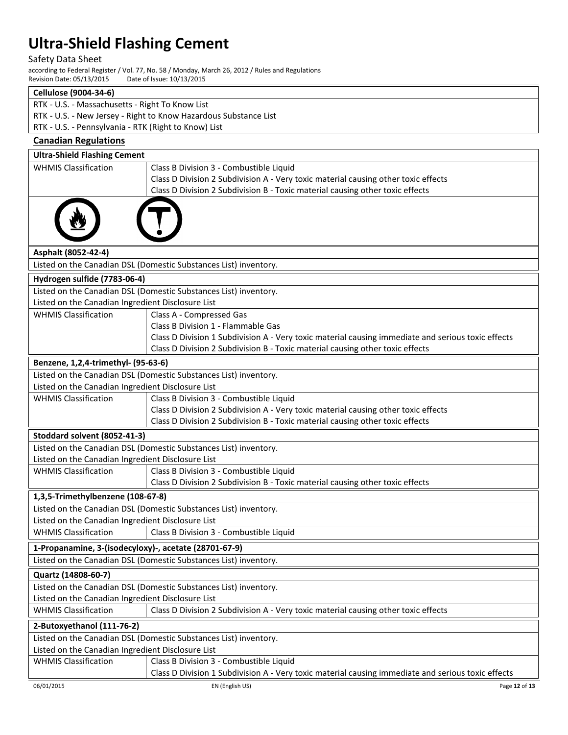**Cellulose (9004-34-6)**

RTK - U.S. - Massachusetts - Right To Know List
RTK - U.S. - New Jersey - Right to Know Hazardous Substance List
RTK - U.S. - Pennsylvania - RTK (Right to Know) List

## Canadian Regulations

**Ultra-Shield Flashing Cement**

| | |
|---|---|
| WHMIS Classification | Class B Division 3 - Combustible Liquid<br>Class D Division 2 Subdivision A - Very toxic material causing other toxic effects<br>Class D Division 2 Subdivision B - Toxic material causing other toxic effects |

**Asphalt (8052-42-4)**

Listed on the Canadian DSL (Domestic Substances List) inventory.

**Hydrogen sulfide (7783-06-4)**

Listed on the Canadian DSL (Domestic Substances List) inventory.
Listed on the Canadian Ingredient Disclosure List

| | |
|---|---|
| WHMIS Classification | Class A - Compressed Gas<br>Class B Division 1 - Flammable Gas<br>Class D Division 1 Subdivision A - Very toxic material causing immediate and serious toxic effects<br>Class D Division 2 Subdivision B - Toxic material causing other toxic effects |

**Benzene, 1,2,4-trimethyl- (95-63-6)**

Listed on the Canadian DSL (Domestic Substances List) inventory.
Listed on the Canadian Ingredient Disclosure List

| | |
|---|---|
| WHMIS Classification | Class B Division 3 - Combustible Liquid<br>Class D Division 2 Subdivision A - Very toxic material causing other toxic effects<br>Class D Division 2 Subdivision B - Toxic material causing other toxic effects |

**Stoddard solvent (8052-41-3)**

Listed on the Canadian DSL (Domestic Substances List) inventory.
Listed on the Canadian Ingredient Disclosure List

| | |
|---|---|
| WHMIS Classification | Class B Division 3 - Combustible Liquid<br>Class D Division 2 Subdivision B - Toxic material causing other toxic effects |

**1,3,5-Trimethylbenzene (108-67-8)**

Listed on the Canadian DSL (Domestic Substances List) inventory.
Listed on the Canadian Ingredient Disclosure List

| | |
|---|---|
| WHMIS Classification | Class B Division 3 - Combustible Liquid |

**1-Propanamine, 3-(isodecyloxy)-, acetate (28701-67-9)**

Listed on the Canadian DSL (Domestic Substances List) inventory.

**Quartz (14808-60-7)**

Listed on the Canadian DSL (Domestic Substances List) inventory.
Listed on the Canadian Ingredient Disclosure List

| | |
|---|---|
| WHMIS Classification | Class D Division 2 Subdivision A - Very toxic material causing other toxic effects |

**2-Butoxyethanol (111-76-2)**

Listed on the Canadian DSL (Domestic Substances List) inventory.
Listed on the Canadian Ingredient Disclosure List

| | |
|---|---|
| WHMIS Classification | Class B Division 3 - Combustible Liquid<br>Class D Division 1 Subdivision A - Very toxic material causing immediate and serious toxic effects |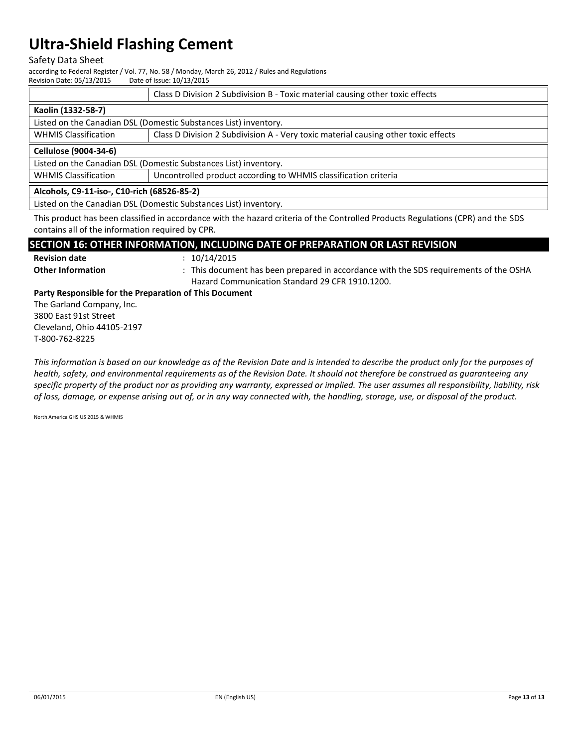| | |
|---|---|
| | Class D Division 2 Subdivision B - Toxic material causing other toxic effects |

**Kaolin (1332-58-7)**

| | |
|---|---|
| Listed on the Canadian DSL (Domestic Substances List) inventory. | |
| WHMIS Classification | Class D Division 2 Subdivision A - Very toxic material causing other toxic effects |

**Cellulose (9004-34-6)**

| | |
|---|---|
| Listed on the Canadian DSL (Domestic Substances List) inventory. | |
| WHMIS Classification | Uncontrolled product according to WHMIS classification criteria |

**Alcohols, C9-11-iso-, C10-rich (68526-85-2)**

Listed on the Canadian DSL (Domestic Substances List) inventory.

This product has been classified in accordance with the hazard criteria of the Controlled Products Regulations (CPR) and the SDS contains all of the information required by CPR.

## SECTION 16: OTHER INFORMATION, INCLUDING DATE OF PREPARATION OR LAST REVISION

**Revision date** : 10/14/2015

**Other Information** : This document has been prepared in accordance with the SDS requirements of the OSHA Hazard Communication Standard 29 CFR 1910.1200.

**Party Responsible for the Preparation of This Document**

The Garland Company, Inc.
3800 East 91st Street
Cleveland, Ohio 44105-2197
T-800-762-8225

*This information is based on our knowledge as of the Revision Date and is intended to describe the product only for the purposes of health, safety, and environmental requirements as of the Revision Date. It should not therefore be construed as guaranteeing any specific property of the product nor as providing any warranty, expressed or implied. The user assumes all responsibility, liability, risk of loss, damage, or expense arising out of, or in any way connected with, the handling, storage, use, or disposal of the product.*

North America GHS US 2015 & WHMIS